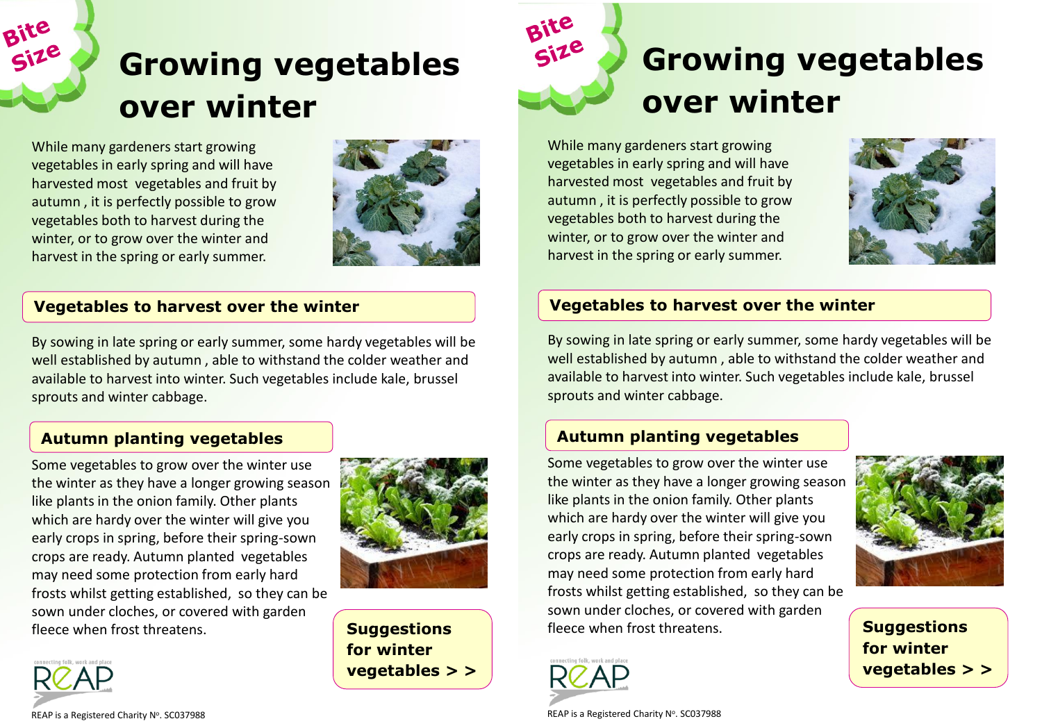Bite Size

# Growing vegetables over winter

While many gardeners start growing vegetables in early spring and will have harvested most vegetables and fruit by autumn , it is perfectly possible to grow vegetables both to harvest during the winter, or to grow over the winter and harvest in the spring or early summer.

## Vegetables to harvest over the winter

By sowing in late spring or early summer, some hardy vegetables will be well established by autumn , able to withstand the colder weather and available to harvest into winter. Such vegetables include kale, brussel sprouts and winter cabbage.

## Autumn planting vegetables

Some vegetables to grow over the winter use the winter as they have a longer growing season like plants in the onion family. Other plants which are hardy over the winter will give you early crops in spring, before their spring-sown crops are ready. Autumn planted vegetables may need some protection from early hard frosts whilst getting established, so they can be sown under cloches, or covered with garden fleece when frost threatens.

**Suggestions for winter vegetables > >**

connecting folk, work and place

REAP

REAP is a Registered Charity Nº. SC037988

Bite Size

# Growing vegetables over winter

While many gardeners start growing vegetables in early spring and will have harvested most vegetables and fruit by autumn , it is perfectly possible to grow vegetables both to harvest during the winter, or to grow over the winter and harvest in the spring or early summer.

## Vegetables to harvest over the winter

By sowing in late spring or early summer, some hardy vegetables will be well established by autumn , able to withstand the colder weather and available to harvest into winter. Such vegetables include kale, brussel sprouts and winter cabbage.

## Autumn planting vegetables

Some vegetables to grow over the winter use the winter as they have a longer growing season like plants in the onion family. Other plants which are hardy over the winter will give you early crops in spring, before their spring-sown crops are ready. Autumn planted vegetables may need some protection from early hard frosts whilst getting established, so they can be sown under cloches, or covered with garden fleece when frost threatens.

**Suggestions for winter vegetables > >**

connecting folk, work and place

REAP

REAP is a Registered Charity Nº. SC037988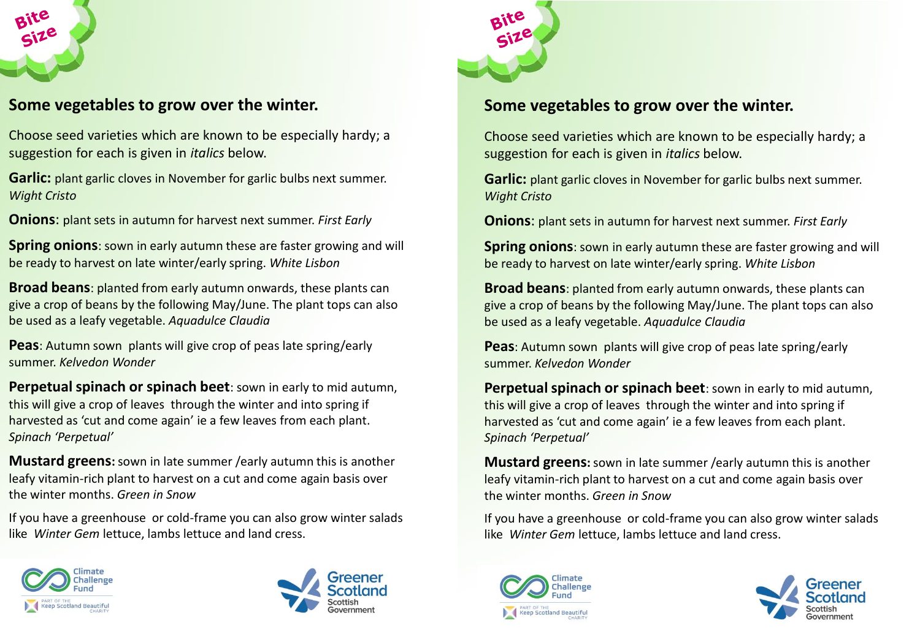Bite Size

## Some vegetables to grow over the winter.

Choose seed varieties which are known to be especially hardy; a suggestion for each is given in *italics* below.

**Garlic:** plant garlic cloves in November for garlic bulbs next summer. *Wight Cristo*

**Onions**: plant sets in autumn for harvest next summer. *First Early*

**Spring onions**: sown in early autumn these are faster growing and will be ready to harvest on late winter/early spring. *White Lisbon*

**Broad beans**: planted from early autumn onwards, these plants can give a crop of beans by the following May/June. The plant tops can also be used as a leafy vegetable. *Aquadulce Claudia*

**Peas**: Autumn sown plants will give crop of peas late spring/early summer. *Kelvedon Wonder*

**Perpetual spinach or spinach beet**: sown in early to mid autumn, this will give a crop of leaves through the winter and into spring if harvested as 'cut and come again' ie a few leaves from each plant. *Spinach 'Perpetual'*

**Mustard greens:** sown in late summer /early autumn this is another leafy vitamin-rich plant to harvest on a cut and come again basis over the winter months. *Green in Snow*

If you have a greenhouse or cold-frame you can also grow winter salads like *Winter Gem* lettuce, lambs lettuce and land cress.

Climate Challenge Fund
Part of the Keep Scotland Beautiful Charity

Greener Scotland
Scottish Government

Bite Size

## Some vegetables to grow over the winter.

Choose seed varieties which are known to be especially hardy; a suggestion for each is given in *italics* below.

**Garlic:** plant garlic cloves in November for garlic bulbs next summer. *Wight Cristo*

**Onions**: plant sets in autumn for harvest next summer. *First Early*

**Spring onions**: sown in early autumn these are faster growing and will be ready to harvest on late winter/early spring. *White Lisbon*

**Broad beans**: planted from early autumn onwards, these plants can give a crop of beans by the following May/June. The plant tops can also be used as a leafy vegetable. *Aquadulce Claudia*

**Peas**: Autumn sown plants will give crop of peas late spring/early summer. *Kelvedon Wonder*

**Perpetual spinach or spinach beet**: sown in early to mid autumn, this will give a crop of leaves through the winter and into spring if harvested as 'cut and come again' ie a few leaves from each plant. *Spinach 'Perpetual'*

**Mustard greens:** sown in late summer /early autumn this is another leafy vitamin-rich plant to harvest on a cut and come again basis over the winter months. *Green in Snow*

If you have a greenhouse or cold-frame you can also grow winter salads like *Winter Gem* lettuce, lambs lettuce and land cress.

Climate Challenge Fund
Part of the Keep Scotland Beautiful Charity

Greener Scotland
Scottish Government